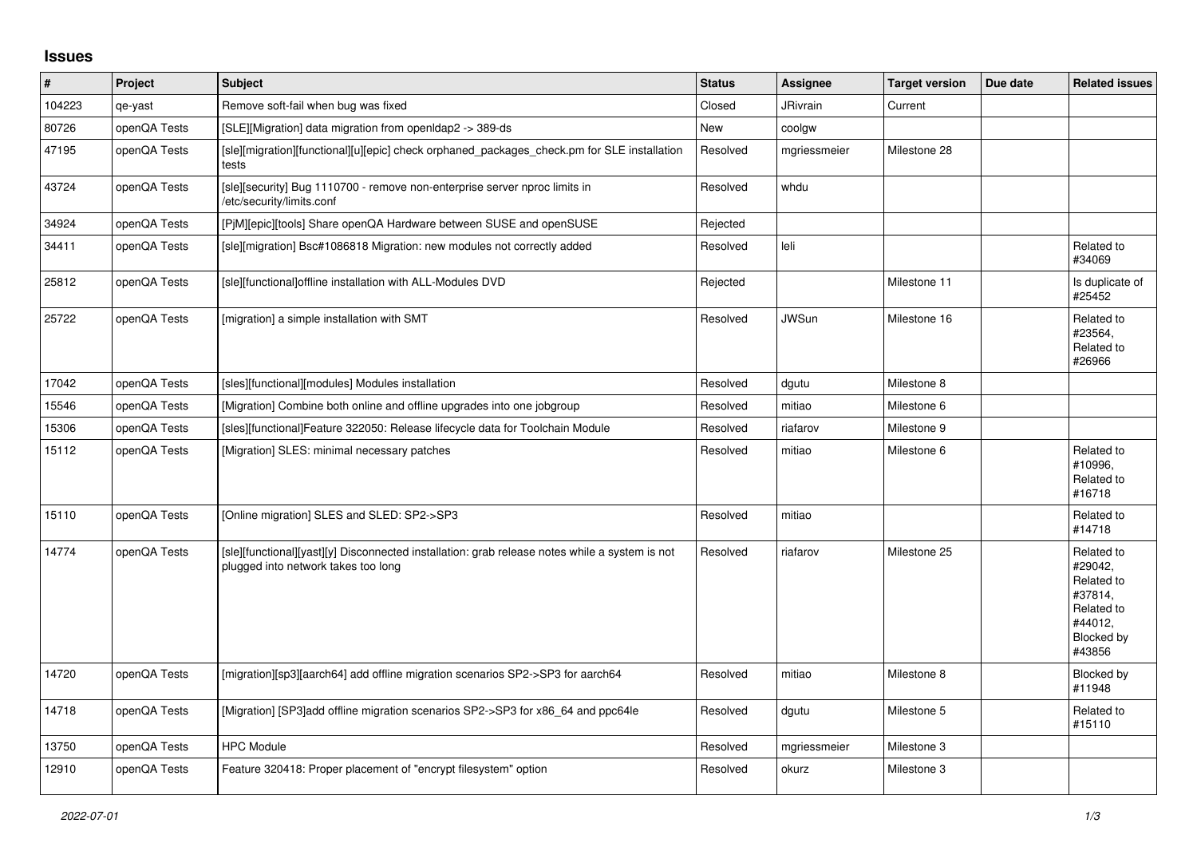# Issues

| # | Project | Subject | Status | Assignee | Target version | Due date | Related issues |
|---|---|---|---|---|---|---|---|
| 104223 | qe-yast | Remove soft-fail when bug was fixed | Closed | JRivrain | Current | | |
| 80726 | openQA Tests | [SLE][Migration] data migration from openldap2 -> 389-ds | New | coolgw | | | |
| 47195 | openQA Tests | [sle][migration][functional][u][epic] check orphaned_packages_check.pm for SLE installation tests | Resolved | mgriessmeier | Milestone 28 | | |
| 43724 | openQA Tests | [sle][security] Bug 1110700 - remove non-enterprise server nproc limits in /etc/security/limits.conf | Resolved | whdu | | | |
| 34924 | openQA Tests | [PjM][epic][tools] Share openQA Hardware between SUSE and openSUSE | Rejected | | | | |
| 34411 | openQA Tests | [sle][migration] Bsc#1086818 Migration: new modules not correctly added | Resolved | leli | | | Related to #34069 |
| 25812 | openQA Tests | [sle][functional]offline installation with ALL-Modules DVD | Rejected | | Milestone 11 | | Is duplicate of #25452 |
| 25722 | openQA Tests | [migration] a simple installation with SMT | Resolved | JWSun | Milestone 16 | | Related to #23564, Related to #26966 |
| 17042 | openQA Tests | [sles][functional][modules] Modules installation | Resolved | dgutu | Milestone 8 | | |
| 15546 | openQA Tests | [Migration] Combine both online and offline upgrades into one jobgroup | Resolved | mitiao | Milestone 6 | | |
| 15306 | openQA Tests | [sles][functional]Feature 322050: Release lifecycle data for Toolchain Module | Resolved | riafarov | Milestone 9 | | |
| 15112 | openQA Tests | [Migration] SLES: minimal necessary patches | Resolved | mitiao | Milestone 6 | | Related to #10996, Related to #16718 |
| 15110 | openQA Tests | [Online migration] SLES and SLED: SP2->SP3 | Resolved | mitiao | | | Related to #14718 |
| 14774 | openQA Tests | [sle][functional][yast][y] Disconnected installation: grab release notes while a system is not plugged into network takes too long | Resolved | riafarov | Milestone 25 | | Related to #29042, Related to #37814, Related to #44012, Blocked by #43856 |
| 14720 | openQA Tests | [migration][sp3][aarch64] add offline migration scenarios SP2->SP3 for aarch64 | Resolved | mitiao | Milestone 8 | | Blocked by #11948 |
| 14718 | openQA Tests | [Migration] [SP3]add offline migration scenarios SP2->SP3 for x86_64 and ppc64le | Resolved | dgutu | Milestone 5 | | Related to #15110 |
| 13750 | openQA Tests | HPC Module | Resolved | mgriessmeier | Milestone 3 | | |
| 12910 | openQA Tests | Feature 320418: Proper placement of "encrypt filesystem" option | Resolved | okurz | Milestone 3 | | |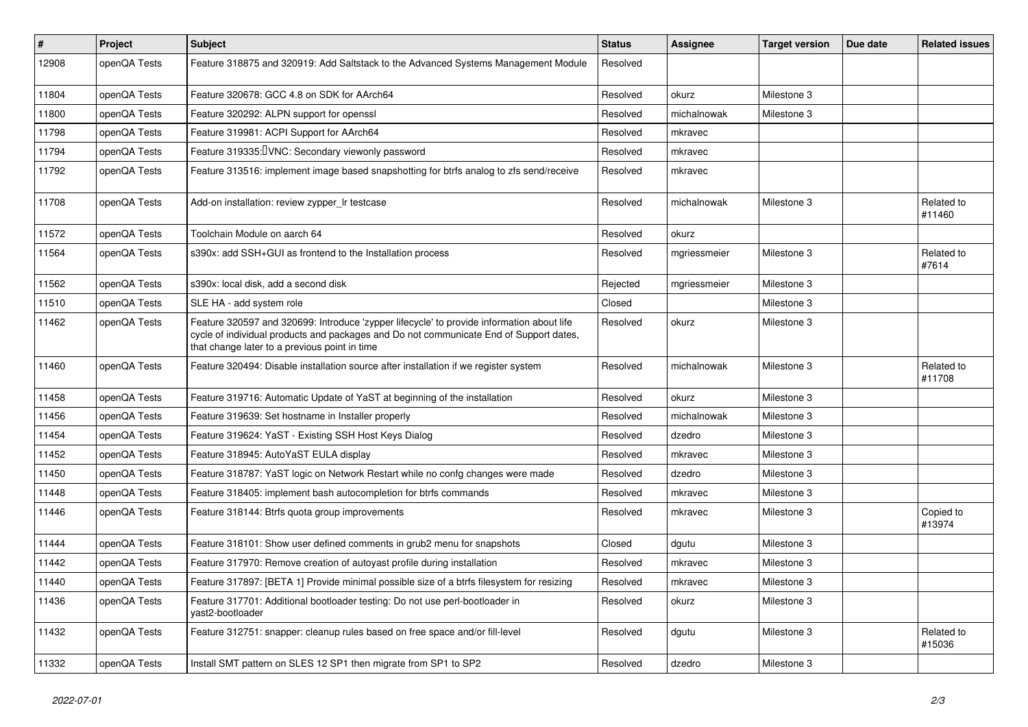| # | Project | Subject | Status | Assignee | Target version | Due date | Related issues |
|---|---|---|---|---|---|---|---|
| 12908 | openQA Tests | Feature 318875 and 320919: Add Saltstack to the Advanced Systems Management Module | Resolved | | | | |
| 11804 | openQA Tests | Feature 320678: GCC 4.8 on SDK for AArch64 | Resolved | okurz | Milestone 3 | | |
| 11800 | openQA Tests | Feature 320292: ALPN support for openssl | Resolved | michalnowak | Milestone 3 | | |
| 11798 | openQA Tests | Feature 319981: ACPI Support for AArch64 | Resolved | mkravec | | | |
| 11794 | openQA Tests | Feature 319335: VNC: Secondary viewonly password | Resolved | mkravec | | | |
| 11792 | openQA Tests | Feature 313516: implement image based snapshotting for btrfs analog to zfs send/receive | Resolved | mkravec | | | |
| 11708 | openQA Tests | Add-on installation: review zypper_lr testcase | Resolved | michalnowak | Milestone 3 | | Related to #11460 |
| 11572 | openQA Tests | Toolchain Module on aarch 64 | Resolved | okurz | | | |
| 11564 | openQA Tests | s390x: add SSH+GUI as frontend to the Installation process | Resolved | mgriessmeier | Milestone 3 | | Related to #7614 |
| 11562 | openQA Tests | s390x: local disk, add a second disk | Rejected | mgriessmeier | Milestone 3 | | |
| 11510 | openQA Tests | SLE HA - add system role | Closed | | Milestone 3 | | |
| 11462 | openQA Tests | Feature 320597 and 320699: Introduce 'zypper lifecycle' to provide information about life cycle of individual products and packages and Do not communicate End of Support dates, that change later to a previous point in time | Resolved | okurz | Milestone 3 | | |
| 11460 | openQA Tests | Feature 320494: Disable installation source after installation if we register system | Resolved | michalnowak | Milestone 3 | | Related to #11708 |
| 11458 | openQA Tests | Feature 319716: Automatic Update of YaST at beginning of the installation | Resolved | okurz | Milestone 3 | | |
| 11456 | openQA Tests | Feature 319639: Set hostname in Installer properly | Resolved | michalnowak | Milestone 3 | | |
| 11454 | openQA Tests | Feature 319624: YaST - Existing SSH Host Keys Dialog | Resolved | dzedro | Milestone 3 | | |
| 11452 | openQA Tests | Feature 318945: AutoYaST EULA display | Resolved | mkravec | Milestone 3 | | |
| 11450 | openQA Tests | Feature 318787: YaST logic on Network Restart while no confg changes were made | Resolved | dzedro | Milestone 3 | | |
| 11448 | openQA Tests | Feature 318405: implement bash autocompletion for btrfs commands | Resolved | mkravec | Milestone 3 | | |
| 11446 | openQA Tests | Feature 318144: Btrfs quota group improvements | Resolved | mkravec | Milestone 3 | | Copied to #13974 |
| 11444 | openQA Tests | Feature 318101: Show user defined comments in grub2 menu for snapshots | Closed | dgutu | Milestone 3 | | |
| 11442 | openQA Tests | Feature 317970: Remove creation of autoyast profile during installation | Resolved | mkravec | Milestone 3 | | |
| 11440 | openQA Tests | Feature 317897: [BETA 1] Provide minimal possible size of a btrfs filesystem for resizing | Resolved | mkravec | Milestone 3 | | |
| 11436 | openQA Tests | Feature 317701: Additional bootloader testing: Do not use perl-bootloader in yast2-bootloader | Resolved | okurz | Milestone 3 | | |
| 11432 | openQA Tests | Feature 312751: snapper: cleanup rules based on free space and/or fill-level | Resolved | dgutu | Milestone 3 | | Related to #15036 |
| 11332 | openQA Tests | Install SMT pattern on SLES 12 SP1 then migrate from SP1 to SP2 | Resolved | dzedro | Milestone 3 | | |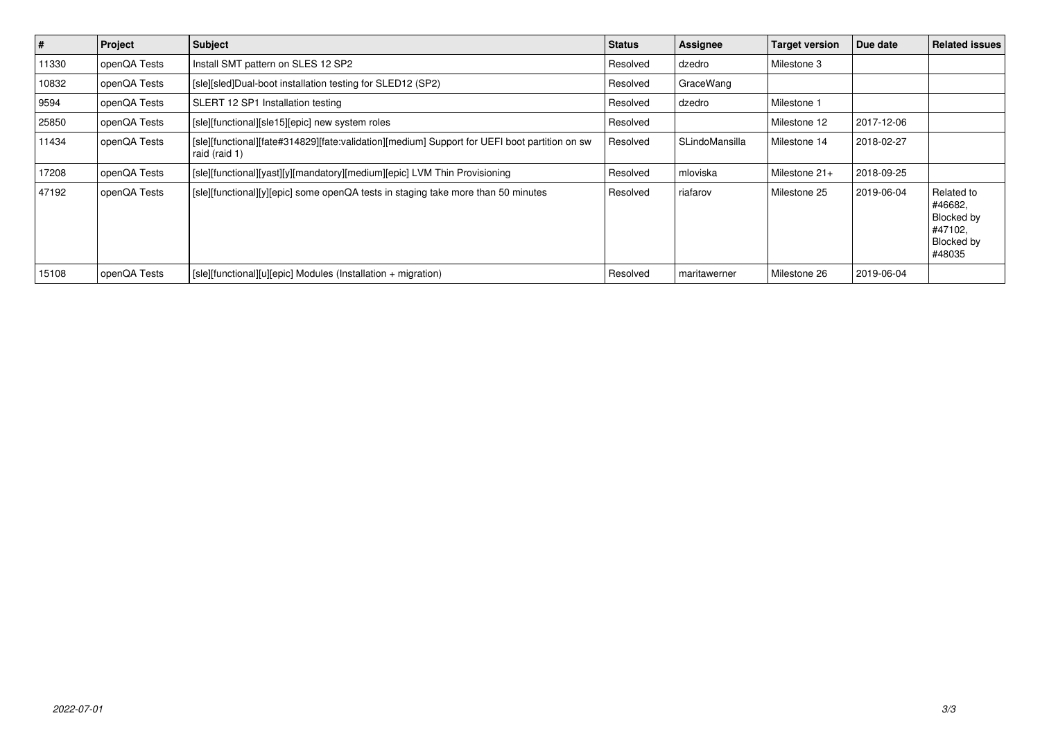| # | Project | Subject | Status | Assignee | Target version | Due date | Related issues |
|---|---|---|---|---|---|---|---|
| 11330 | openQA Tests | Install SMT pattern on SLES 12 SP2 | Resolved | dzedro | Milestone 3 | | |
| 10832 | openQA Tests | [sle][sled]Dual-boot installation testing for SLED12 (SP2) | Resolved | GraceWang | | | |
| 9594 | openQA Tests | SLERT 12 SP1 Installation testing | Resolved | dzedro | Milestone 1 | | |
| 25850 | openQA Tests | [sle][functional][sle15][epic] new system roles | Resolved | | Milestone 12 | 2017-12-06 | |
| 11434 | openQA Tests | [sle][functional][fate#314829][fate:validation][medium] Support for UEFI boot partition on sw raid (raid 1) | Resolved | SLindoMansilla | Milestone 14 | 2018-02-27 | |
| 17208 | openQA Tests | [sle][functional][yast][y][mandatory][medium][epic] LVM Thin Provisioning | Resolved | mloviska | Milestone 21+ | 2018-09-25 | |
| 47192 | openQA Tests | [sle][functional][y][epic] some openQA tests in staging take more than 50 minutes | Resolved | riafarov | Milestone 25 | 2019-06-04 | Related to #46682, Blocked by #47102, Blocked by #48035 |
| 15108 | openQA Tests | [sle][functional][u][epic] Modules (Installation + migration) | Resolved | maritawerner | Milestone 26 | 2019-06-04 | |